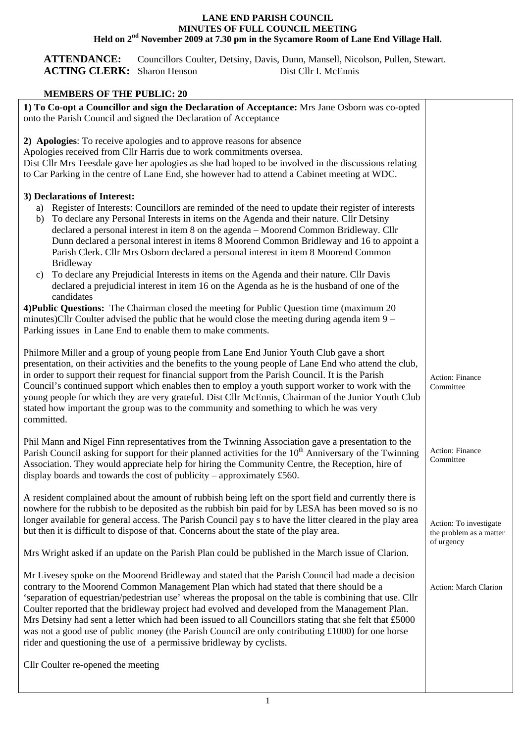# LANE END PARISH COUNCIL
## MINUTES OF FULL COUNCIL MEETING
### Held on 2nd November 2009 at 7.30 pm in the Sycamore Room of Lane End Village Hall.

**ATTENDANCE:** Councillors Coulter, Detsiny, Davis, Dunn, Mansell, Nicolson, Pullen, Stewart.
**ACTING CLERK:** Sharon Henson Dist Cllr I. McEnnis

**MEMBERS OF THE PUBLIC: 20**

| | |
|---|---|
| **1) To Co-opt a Councillor and sign the Declaration of Acceptance:** Mrs Jane Osborn was co-opted onto the Parish Council and signed the Declaration of Acceptance | |
| **2) Apologies**: To receive apologies and to approve reasons for absence<br>Apologies received from Cllr Harris due to work commitments oversea.<br>Dist Cllr Mrs Teesdale gave her apologies as she had hoped to be involved in the discussions relating to Car Parking in the centre of Lane End, she however had to attend a Cabinet meeting at WDC. | |
| **3) Declarations of Interest:**<br>a) Register of Interests: Councillors are reminded of the need to update their register of interests<br>b) To declare any Personal Interests in items on the Agenda and their nature. Cllr Detsiny declared a personal interest in item 8 on the agenda – Moorend Common Bridleway. Cllr Dunn declared a personal interest in items 8 Moorend Common Bridleway and 16 to appoint a Parish Clerk. Cllr Mrs Osborn declared a personal interest in item 8 Moorend Common Bridleway<br>c) To declare any Prejudicial Interests in items on the Agenda and their nature. Cllr Davis declared a prejudicial interest in item 16 on the Agenda as he is the husband of one of the candidates | |
| **4)Public Questions:** The Chairman closed the meeting for Public Question time (maximum 20 minutes)Cllr Coulter advised the public that he would close the meeting during agenda item 9 – Parking issues in Lane End to enable them to make comments. | |
| Philmore Miller and a group of young people from Lane End Junior Youth Club gave a short presentation, on their activities and the benefits to the young people of Lane End who attend the club, in order to support their request for financial support from the Parish Council. It is the Parish Council's continued support which enables then to employ a youth support worker to work with the young people for which they are very grateful. Dist Cllr McEnnis, Chairman of the Junior Youth Club stated how important the group was to the community and something to which he was very committed. | Action: Finance Committee |
| Phil Mann and Nigel Finn representatives from the Twinning Association gave a presentation to the Parish Council asking for support for their planned activities for the 10th Anniversary of the Twinning Association. They would appreciate help for hiring the Community Centre, the Reception, hire of display boards and towards the cost of publicity – approximately £560. | Action: Finance Committee |
| A resident complained about the amount of rubbish being left on the sport field and currently there is nowhere for the rubbish to be deposited as the rubbish bin paid for by LESA has been moved so is no longer available for general access. The Parish Council pay s to have the litter cleared in the play area but then it is difficult to dispose of that. Concerns about the state of the play area. | Action: To investigate the problem as a matter of urgency |
| Mrs Wright asked if an update on the Parish Plan could be published in the March issue of Clarion. | Action: March Clarion |
| Mr Livesey spoke on the Moorend Bridleway and stated that the Parish Council had made a decision contrary to the Moorend Common Management Plan which had stated that there should be a 'separation of equestrian/pedestrian use' whereas the proposal on the table is combining that use. Cllr Coulter reported that the bridleway project had evolved and developed from the Management Plan. Mrs Detsiny had sent a letter which had been issued to all Councillors stating that she felt that £5000 was not a good use of public money (the Parish Council are only contributing £1000) for one horse rider and questioning the use of a permissive bridleway by cyclists. | |
| Cllr Coulter re-opened the meeting | |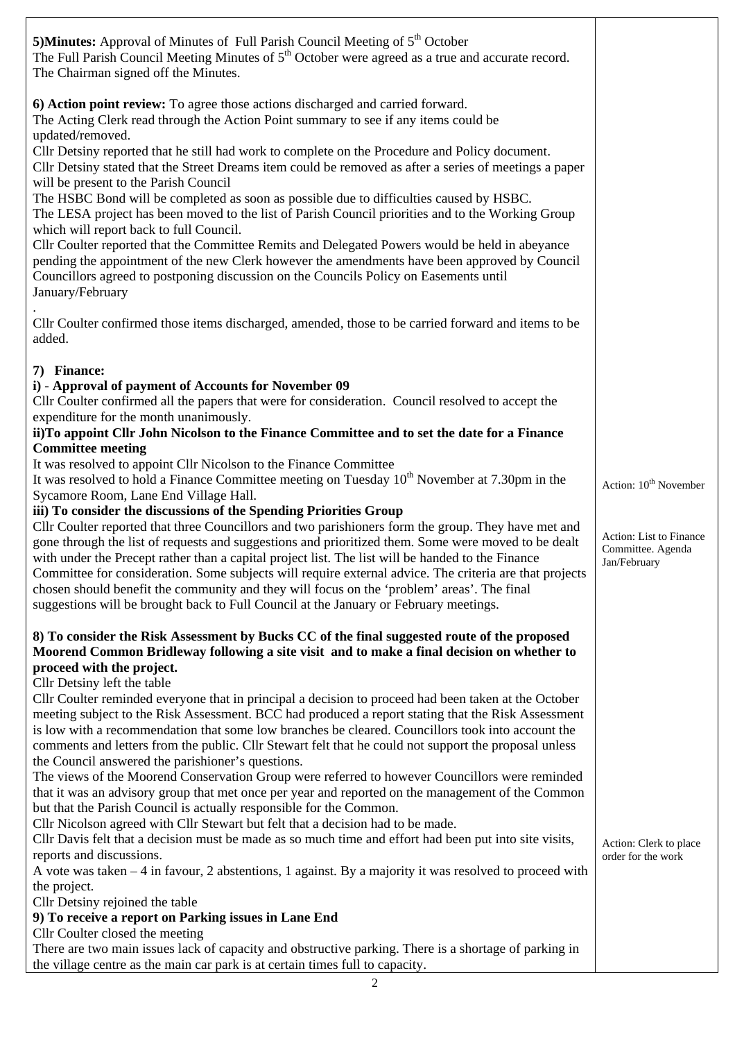| | |
|---|---|
| **5)Minutes:** Approval of Minutes of Full Parish Council Meeting of 5th October<br>The Full Parish Council Meeting Minutes of 5th October were agreed as a true and accurate record. The Chairman signed off the Minutes.<br><br>**6) Action point review:** To agree those actions discharged and carried forward.<br>The Acting Clerk read through the Action Point summary to see if any items could be updated/removed.<br>Cllr Detsiny reported that he still had work to complete on the Procedure and Policy document.<br>Cllr Detsiny stated that the Street Dreams item could be removed as after a series of meetings a paper will be present to the Parish Council<br>The HSBC Bond will be completed as soon as possible due to difficulties caused by HSBC.<br>The LESA project has been moved to the list of Parish Council priorities and to the Working Group which will report back to full Council.<br>Cllr Coulter reported that the Committee Remits and Delegated Powers would be held in abeyance pending the appointment of the new Clerk however the amendments have been approved by Council<br>Councillors agreed to postponing discussion on the Councils Policy on Easements until January/February<br>.<br>Cllr Coulter confirmed those items discharged, amended, those to be carried forward and items to be added. | |
| **7) Finance:**<br>**i) - Approval of payment of Accounts for November 09**<br>Cllr Coulter confirmed all the papers that were for consideration. Council resolved to accept the expenditure for the month unanimously.<br>**ii)To appoint Cllr John Nicolson to the Finance Committee and to set the date for a Finance Committee meeting**<br>It was resolved to appoint Cllr Nicolson to the Finance Committee<br>It was resolved to hold a Finance Committee meeting on Tuesday 10th November at 7.30pm in the Sycamore Room, Lane End Village Hall. | Action: 10th November |
| **iii) To consider the discussions of the Spending Priorities Group**<br>Cllr Coulter reported that three Councillors and two parishioners form the group. They have met and gone through the list of requests and suggestions and prioritized them. Some were moved to be dealt with under the Precept rather than a capital project list. The list will be handed to the Finance Committee for consideration. Some subjects will require external advice. The criteria are that projects chosen should benefit the community and they will focus on the 'problem' areas'. The final suggestions will be brought back to Full Council at the January or February meetings. | Action: List to Finance Committee. Agenda Jan/February |
| **8) To consider the Risk Assessment by Bucks CC of the final suggested route of the proposed Moorend Common Bridleway following a site visit and to make a final decision on whether to proceed with the project.**<br>Cllr Detsiny left the table<br>Cllr Coulter reminded everyone that in principal a decision to proceed had been taken at the October meeting subject to the Risk Assessment. BCC had produced a report stating that the Risk Assessment is low with a recommendation that some low branches be cleared. Councillors took into account the comments and letters from the public. Cllr Stewart felt that he could not support the proposal unless the Council answered the parishioner's questions.<br>The views of the Moorend Conservation Group were referred to however Councillors were reminded that it was an advisory group that met once per year and reported on the management of the Common but that the Parish Council is actually responsible for the Common.<br>Cllr Nicolson agreed with Cllr Stewart but felt that a decision had to be made.<br>Cllr Davis felt that a decision must be made as so much time and effort had been put into site visits, reports and discussions.<br>A vote was taken – 4 in favour, 2 abstentions, 1 against. By a majority it was resolved to proceed with the project.<br>Cllr Detsiny rejoined the table | Action: Clerk to place order for the work |
| **9) To receive a report on Parking issues in Lane End**<br>Cllr Coulter closed the meeting<br>There are two main issues lack of capacity and obstructive parking. There is a shortage of parking in the village centre as the main car park is at certain times full to capacity. | |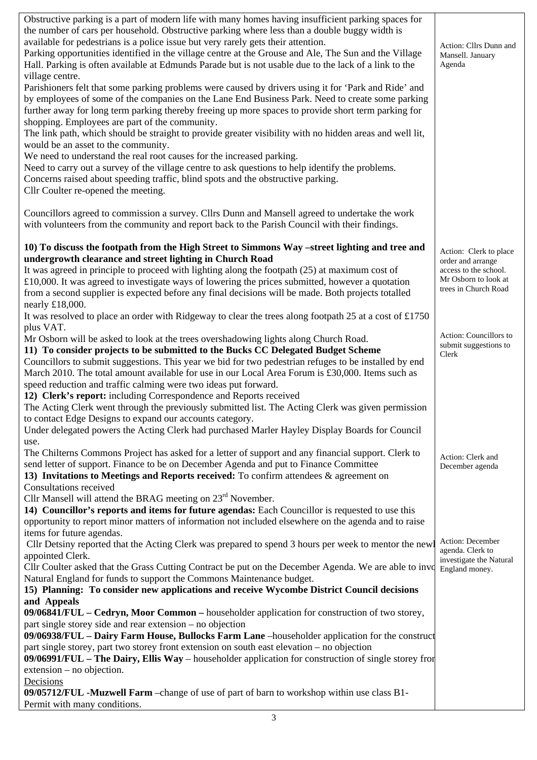| | |
|---|---|
| Obstructive parking is a part of modern life with many homes having insufficient parking spaces for the number of cars per household. Obstructive parking where less than a double buggy width is available for pedestrians is a police issue but very rarely gets their attention.<br>Parking opportunities identified in the village centre at the Grouse and Ale, The Sun and the Village Hall. Parking is often available at Edmunds Parade but is not usable due to the lack of a link to the village centre.<br>Parishioners felt that some parking problems were caused by drivers using it for 'Park and Ride' and by employees of some of the companies on the Lane End Business Park. Need to create some parking further away for long term parking thereby freeing up more spaces to provide short term parking for shopping. Employees are part of the community.<br>The link path, which should be straight to provide greater visibility with no hidden areas and well lit, would be an asset to the community.<br>We need to understand the real root causes for the increased parking.<br>Need to carry out a survey of the village centre to ask questions to help identify the problems.<br>Concerns raised about speeding traffic, blind spots and the obstructive parking.<br>Cllr Coulter re-opened the meeting.<br><br>Councillors agreed to commission a survey. Cllrs Dunn and Mansell agreed to undertake the work with volunteers from the community and report back to the Parish Council with their findings. | Action: Cllrs Dunn and Mansell. January Agenda |
| **10) To discuss the footpath from the High Street to Simmons Way –street lighting and tree and undergrowth clearance and street lighting in Church Road**<br>It was agreed in principle to proceed with lighting along the footpath (25) at maximum cost of £10,000. It was agreed to investigate ways of lowering the prices submitted, however a quotation from a second supplier is expected before any final decisions will be made. Both projects totalled nearly £18,000.<br>It was resolved to place an order with Ridgeway to clear the trees along footpath 25 at a cost of £1750 plus VAT.<br>Mr Osborn will be asked to look at the trees overshadowing lights along Church Road. | Action: Clerk to place order and arrange access to the school. Mr Osborn to look at trees in Church Road |
| **11) To consider projects to be submitted to the Bucks CC Delegated Budget Scheme**<br>Councillors to submit suggestions. This year we bid for two pedestrian refuges to be installed by end March 2010. The total amount available for use in our Local Area Forum is £30,000. Items such as speed reduction and traffic calming were two ideas put forward. | Action: Councillors to submit suggestions to Clerk |
| **12) Clerk's report:** including Correspondence and Reports received<br>The Acting Clerk went through the previously submitted list. The Acting Clerk was given permission to contact Edge Designs to expand our accounts category.<br>Under delegated powers the Acting Clerk had purchased Marler Hayley Display Boards for Council use.<br>The Chilterns Commons Project has asked for a letter of support and any financial support. Clerk to send letter of support. Finance to be on December Agenda and put to Finance Committee | Action: Clerk and December agenda |
| **13) Invitations to Meetings and Reports received:** To confirm attendees & agreement on Consultations received<br>Cllr Mansell will attend the BRAG meeting on 23rd November. | |
| **14) Councillor's reports and items for future agendas:** Each Councillor is requested to use this opportunity to report minor matters of information not included elsewhere on the agenda and to raise items for future agendas.<br>Cllr Detsiny reported that the Acting Clerk was prepared to spend 3 hours per week to mentor the newl appointed Clerk.<br>Cllr Coulter asked that the Grass Cutting Contract be put on the December Agenda. We are able to invo Natural England for funds to support the Commons Maintenance budget. | Action: December agenda. Clerk to investigate the Natural England money. |
| **15) Planning: To consider new applications and receive Wycombe District Council decisions and Appeals**<br>**09/06841/FUL – Cedryn, Moor Common –** householder application for construction of two storey, part single storey side and rear extension – no objection<br>**09/06938/FUL – Dairy Farm House, Bullocks Farm Lane** –householder application for the construct part single storey, part two storey front extension on south east elevation – no objection<br>**09/06991/FUL – The Dairy, Ellis Way** – householder application for construction of single storey fror extension – no objection.<br>Decisions<br>**09/05712/FUL -Muzwell Farm** –change of use of part of barn to workshop within use class B1- Permit with many conditions. | |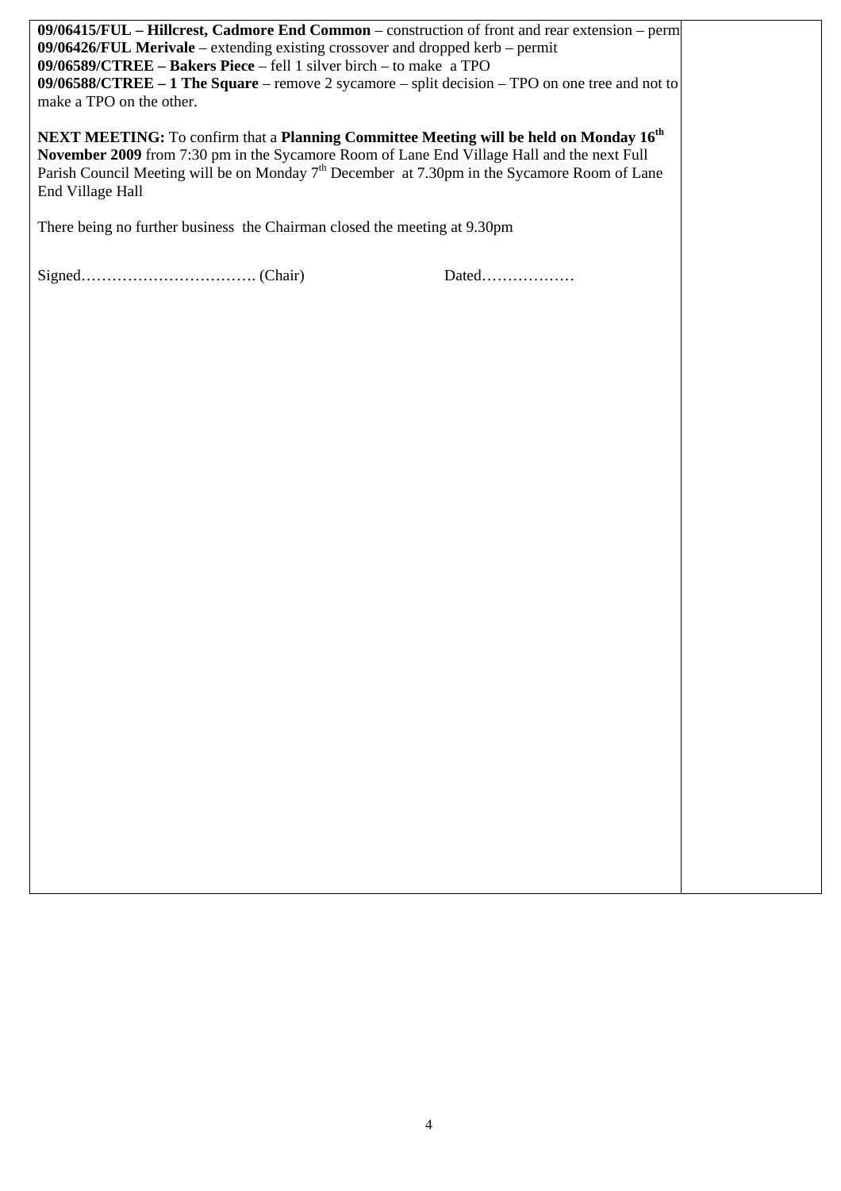**09/06415/FUL – Hillcrest, Cadmore End Common** – construction of front and rear extension – perm
**09/06426/FUL Merivale** – extending existing crossover and dropped kerb – permit
**09/06589/CTREE – Bakers Piece** – fell 1 silver birch – to make a TPO
**09/06588/CTREE – 1 The Square** – remove 2 sycamore – split decision – TPO on one tree and not to make a TPO on the other.

**NEXT MEETING:** To confirm that a **Planning Committee Meeting will be held on Monday 16th November 2009** from 7:30 pm in the Sycamore Room of Lane End Village Hall and the next Full Parish Council Meeting will be on Monday 7th December at 7.30pm in the Sycamore Room of Lane End Village Hall

There being no further business the Chairman closed the meeting at 9.30pm

Signed……………………………. (Chair) Dated………………